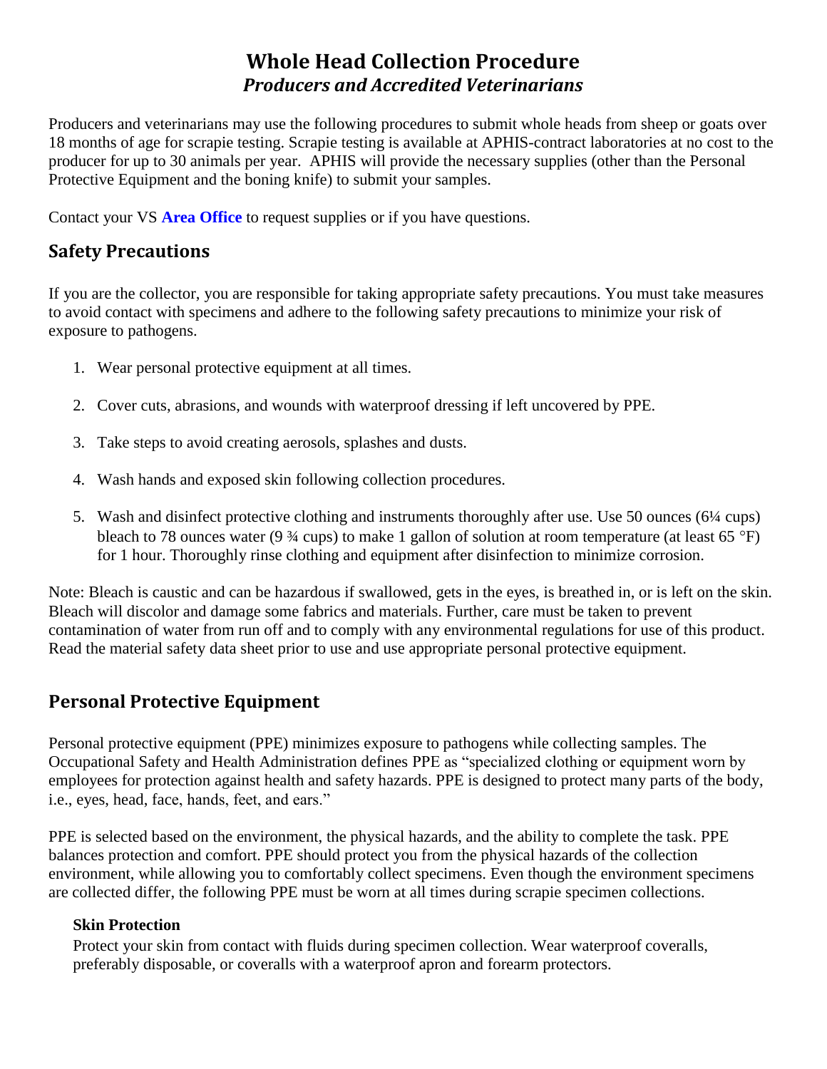# Whole Head Collection Procedure
## *Producers and Accredited Veterinarians*

Producers and veterinarians may use the following procedures to submit whole heads from sheep or goats over 18 months of age for scrapie testing. Scrapie testing is available at APHIS-contract laboratories at no cost to the producer for up to 30 animals per year. APHIS will provide the necessary supplies (other than the Personal Protective Equipment and the boning knife) to submit your samples.

Contact your VS **Area Office** to request supplies or if you have questions.

## Safety Precautions

If you are the collector, you are responsible for taking appropriate safety precautions. You must take measures to avoid contact with specimens and adhere to the following safety precautions to minimize your risk of exposure to pathogens.

1. Wear personal protective equipment at all times.
2. Cover cuts, abrasions, and wounds with waterproof dressing if left uncovered by PPE.
3. Take steps to avoid creating aerosols, splashes and dusts.
4. Wash hands and exposed skin following collection procedures.
5. Wash and disinfect protective clothing and instruments thoroughly after use. Use 50 ounces (6¼ cups) bleach to 78 ounces water (9 ¾ cups) to make 1 gallon of solution at room temperature (at least 65 °F) for 1 hour. Thoroughly rinse clothing and equipment after disinfection to minimize corrosion.

Note: Bleach is caustic and can be hazardous if swallowed, gets in the eyes, is breathed in, or is left on the skin. Bleach will discolor and damage some fabrics and materials. Further, care must be taken to prevent contamination of water from run off and to comply with any environmental regulations for use of this product. Read the material safety data sheet prior to use and use appropriate personal protective equipment.

## Personal Protective Equipment

Personal protective equipment (PPE) minimizes exposure to pathogens while collecting samples. The Occupational Safety and Health Administration defines PPE as "specialized clothing or equipment worn by employees for protection against health and safety hazards. PPE is designed to protect many parts of the body, i.e., eyes, head, face, hands, feet, and ears."

PPE is selected based on the environment, the physical hazards, and the ability to complete the task. PPE balances protection and comfort. PPE should protect you from the physical hazards of the collection environment, while allowing you to comfortably collect specimens. Even though the environment specimens are collected differ, the following PPE must be worn at all times during scrapie specimen collections.

### Skin Protection

Protect your skin from contact with fluids during specimen collection. Wear waterproof coveralls, preferably disposable, or coveralls with a waterproof apron and forearm protectors.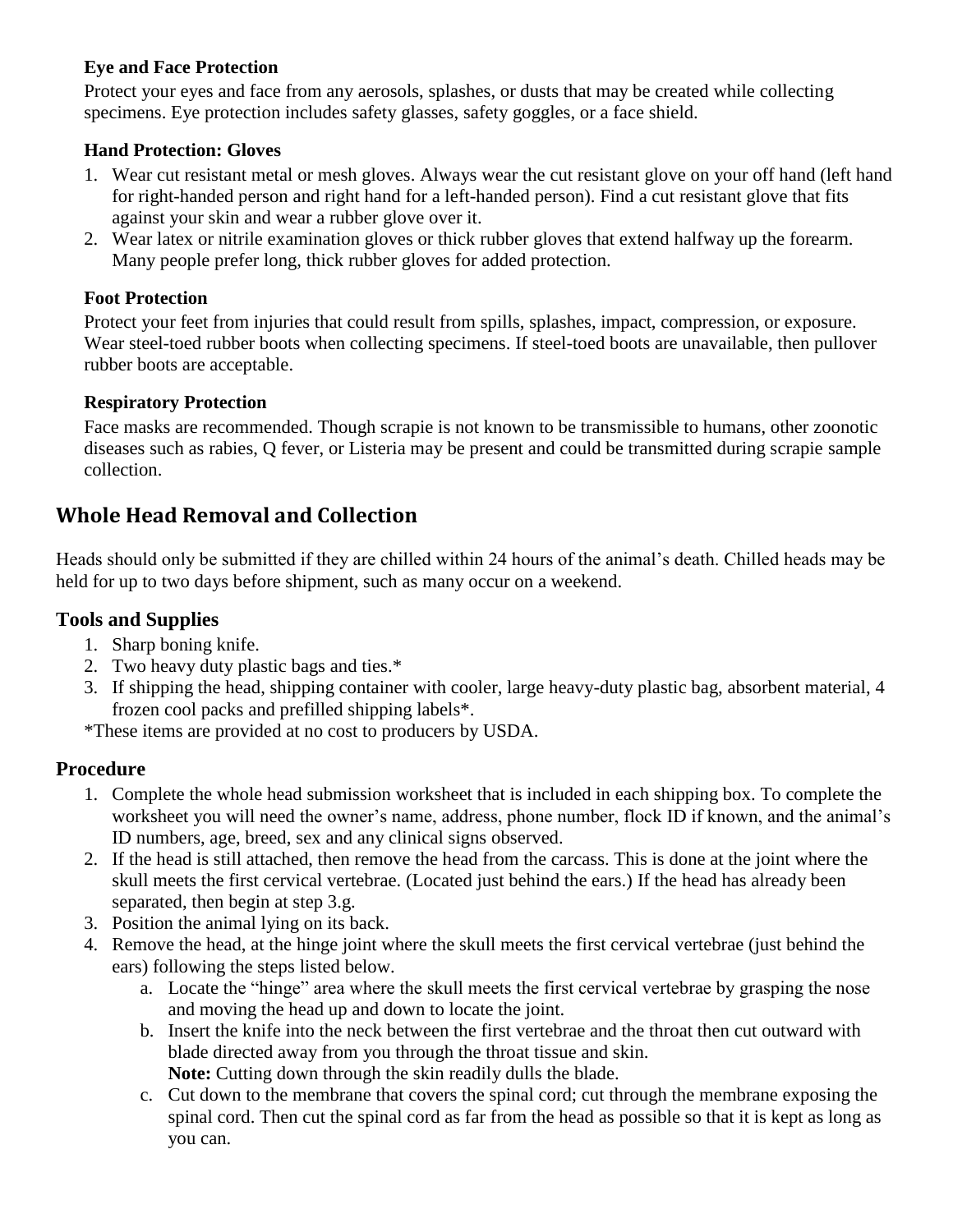### Eye and Face Protection

Protect your eyes and face from any aerosols, splashes, or dusts that may be created while collecting specimens. Eye protection includes safety glasses, safety goggles, or a face shield.

### Hand Protection: Gloves

1. Wear cut resistant metal or mesh gloves. Always wear the cut resistant glove on your off hand (left hand for right-handed person and right hand for a left-handed person). Find a cut resistant glove that fits against your skin and wear a rubber glove over it.
2. Wear latex or nitrile examination gloves or thick rubber gloves that extend halfway up the forearm. Many people prefer long, thick rubber gloves for added protection.

### Foot Protection

Protect your feet from injuries that could result from spills, splashes, impact, compression, or exposure. Wear steel-toed rubber boots when collecting specimens. If steel-toed boots are unavailable, then pullover rubber boots are acceptable.

### Respiratory Protection

Face masks are recommended. Though scrapie is not known to be transmissible to humans, other zoonotic diseases such as rabies, Q fever, or Listeria may be present and could be transmitted during scrapie sample collection.

## Whole Head Removal and Collection

Heads should only be submitted if they are chilled within 24 hours of the animal's death. Chilled heads may be held for up to two days before shipment, such as many occur on a weekend.

### Tools and Supplies

1. Sharp boning knife.
2. Two heavy duty plastic bags and ties.*
3. If shipping the head, shipping container with cooler, large heavy-duty plastic bag, absorbent material, 4 frozen cool packs and prefilled shipping labels*.

*These items are provided at no cost to producers by USDA.

### Procedure

1. Complete the whole head submission worksheet that is included in each shipping box. To complete the worksheet you will need the owner's name, address, phone number, flock ID if known, and the animal's ID numbers, age, breed, sex and any clinical signs observed.
2. If the head is still attached, then remove the head from the carcass. This is done at the joint where the skull meets the first cervical vertebrae. (Located just behind the ears.) If the head has already been separated, then begin at step 3.g.
3. Position the animal lying on its back.
4. Remove the head, at the hinge joint where the skull meets the first cervical vertebrae (just behind the ears) following the steps listed below.
   a. Locate the "hinge" area where the skull meets the first cervical vertebrae by grasping the nose and moving the head up and down to locate the joint.
   b. Insert the knife into the neck between the first vertebrae and the throat then cut outward with blade directed away from you through the throat tissue and skin.
   **Note:** Cutting down through the skin readily dulls the blade.
   c. Cut down to the membrane that covers the spinal cord; cut through the membrane exposing the spinal cord. Then cut the spinal cord as far from the head as possible so that it is kept as long as you can.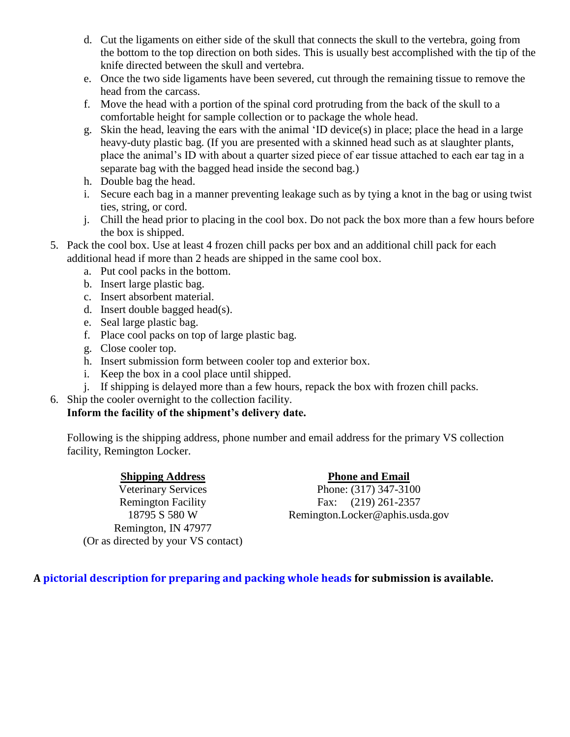d. Cut the ligaments on either side of the skull that connects the skull to the vertebra, going from the bottom to the top direction on both sides. This is usually best accomplished with the tip of the knife directed between the skull and vertebra.
e. Once the two side ligaments have been severed, cut through the remaining tissue to remove the head from the carcass.
f. Move the head with a portion of the spinal cord protruding from the back of the skull to a comfortable height for sample collection or to package the whole head.
g. Skin the head, leaving the ears with the animal 'ID device(s) in place; place the head in a large heavy-duty plastic bag. (If you are presented with a skinned head such as at slaughter plants, place the animal's ID with about a quarter sized piece of ear tissue attached to each ear tag in a separate bag with the bagged head inside the second bag.)
h. Double bag the head.
i. Secure each bag in a manner preventing leakage such as by tying a knot in the bag or using twist ties, string, or cord.
j. Chill the head prior to placing in the cool box. Do not pack the box more than a few hours before the box is shipped.

5. Pack the cool box. Use at least 4 frozen chill packs per box and an additional chill pack for each additional head if more than 2 heads are shipped in the same cool box.
   a. Put cool packs in the bottom.
   b. Insert large plastic bag.
   c. Insert absorbent material.
   d. Insert double bagged head(s).
   e. Seal large plastic bag.
   f. Place cool packs on top of large plastic bag.
   g. Close cooler top.
   h. Insert submission form between cooler top and exterior box.
   i. Keep the box in a cool place until shipped.
   j. If shipping is delayed more than a few hours, repack the box with frozen chill packs.
6. Ship the cooler overnight to the collection facility.
   **Inform the facility of the shipment's delivery date.**

   Following is the shipping address, phone number and email address for the primary VS collection facility, Remington Locker.

**Shipping Address**
Veterinary Services
Remington Facility
18795 S 580 W
Remington, IN 47977
(Or as directed by your VS contact)

**Phone and Email**
Phone: (317) 347-3100
Fax: (219) 261-2357
Remington.Locker@aphis.usda.gov

**A pictorial description for preparing and packing whole heads for submission is available.**